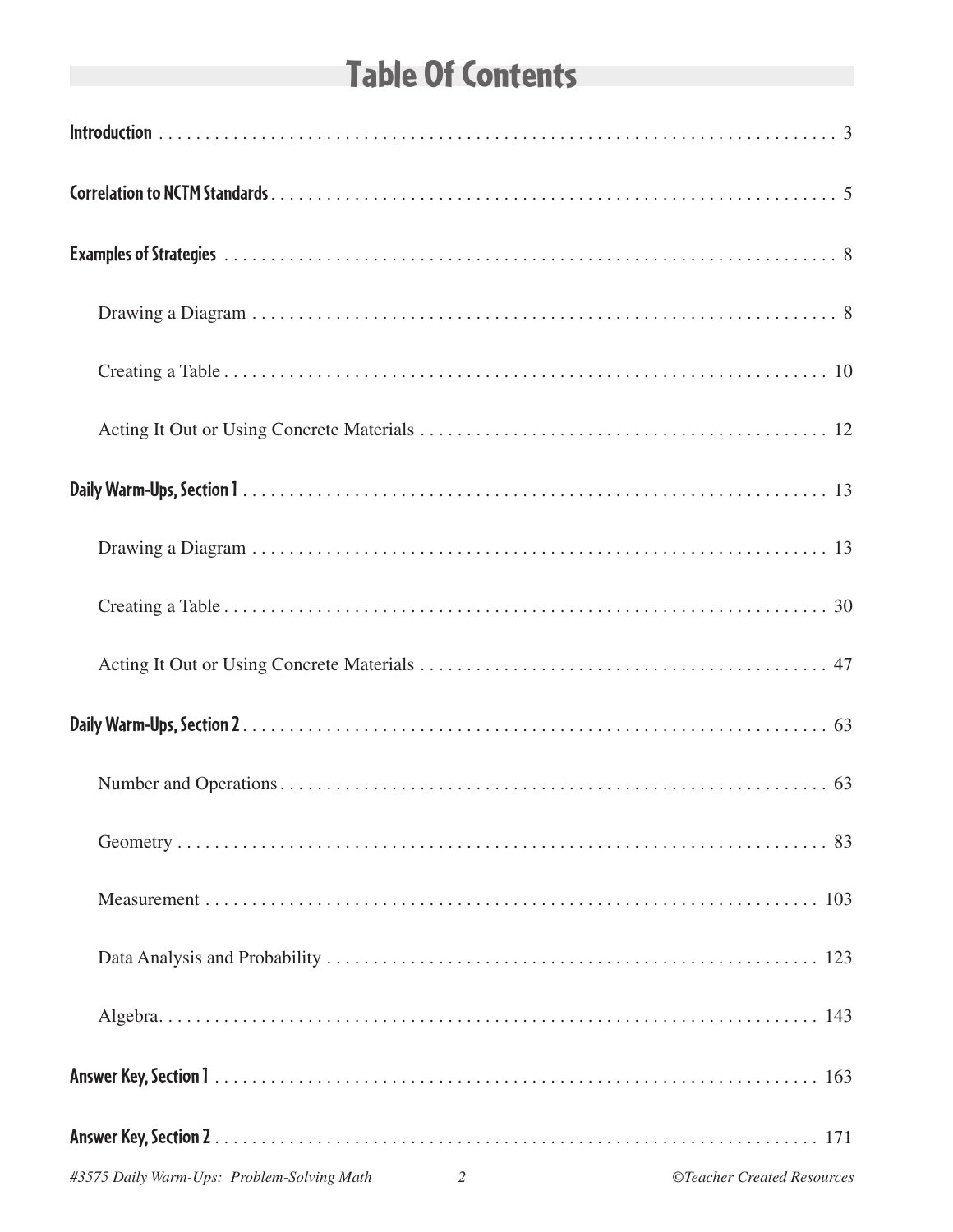# Table Of Contents

**Introduction** . . . . . . . . . . . . . . . . . . . . . . . . . . . . . . . . . . . . . . . . . . . . . . . . . . . . . . . . . . . . . . . . . . . . . 3

**Correlation to NCTM Standards** . . . . . . . . . . . . . . . . . . . . . . . . . . . . . . . . . . . . . . . . . . . . . . . . . . . . . . . . . . . . 5

**Examples of Strategies** . . . . . . . . . . . . . . . . . . . . . . . . . . . . . . . . . . . . . . . . . . . . . . . . . . . . . . . . . . . . . . . . . . 8

- Drawing a Diagram . . . . . . . . . . . . . . . . . . . . . . . . . . . . . . . . . . . . . . . . . . . . . . . . . . . . . . . . . . . . . . . 8
- Creating a Table . . . . . . . . . . . . . . . . . . . . . . . . . . . . . . . . . . . . . . . . . . . . . . . . . . . . . . . . . . . . . . . . . 10
- Acting It Out or Using Concrete Materials . . . . . . . . . . . . . . . . . . . . . . . . . . . . . . . . . . . . . . . . . . . 12

**Daily Warm-Ups, Section 1** . . . . . . . . . . . . . . . . . . . . . . . . . . . . . . . . . . . . . . . . . . . . . . . . . . . . . . . . . . . . . . . 13

- Drawing a Diagram . . . . . . . . . . . . . . . . . . . . . . . . . . . . . . . . . . . . . . . . . . . . . . . . . . . . . . . . . . . . . . . 13
- Creating a Table . . . . . . . . . . . . . . . . . . . . . . . . . . . . . . . . . . . . . . . . . . . . . . . . . . . . . . . . . . . . . . . . . 30
- Acting It Out or Using Concrete Materials . . . . . . . . . . . . . . . . . . . . . . . . . . . . . . . . . . . . . . . . . . . 47

**Daily Warm-Ups, Section 2** . . . . . . . . . . . . . . . . . . . . . . . . . . . . . . . . . . . . . . . . . . . . . . . . . . . . . . . . . . . . . . . 63

- Number and Operations . . . . . . . . . . . . . . . . . . . . . . . . . . . . . . . . . . . . . . . . . . . . . . . . . . . . . . . . . . . 63
- Geometry . . . . . . . . . . . . . . . . . . . . . . . . . . . . . . . . . . . . . . . . . . . . . . . . . . . . . . . . . . . . . . . . . . . . . . . 83
- Measurement . . . . . . . . . . . . . . . . . . . . . . . . . . . . . . . . . . . . . . . . . . . . . . . . . . . . . . . . . . . . . . . . . . . 103
- Data Analysis and Probability . . . . . . . . . . . . . . . . . . . . . . . . . . . . . . . . . . . . . . . . . . . . . . . . . . . . . . 123
- Algebra. . . . . . . . . . . . . . . . . . . . . . . . . . . . . . . . . . . . . . . . . . . . . . . . . . . . . . . . . . . . . . . . . . . . . . . . 143

**Answer Key, Section 1** . . . . . . . . . . . . . . . . . . . . . . . . . . . . . . . . . . . . . . . . . . . . . . . . . . . . . . . . . . . . . . . . . . 163

**Answer Key, Section 2** . . . . . . . . . . . . . . . . . . . . . . . . . . . . . . . . . . . . . . . . . . . . . . . . . . . . . . . . . . . . . . . . . . 171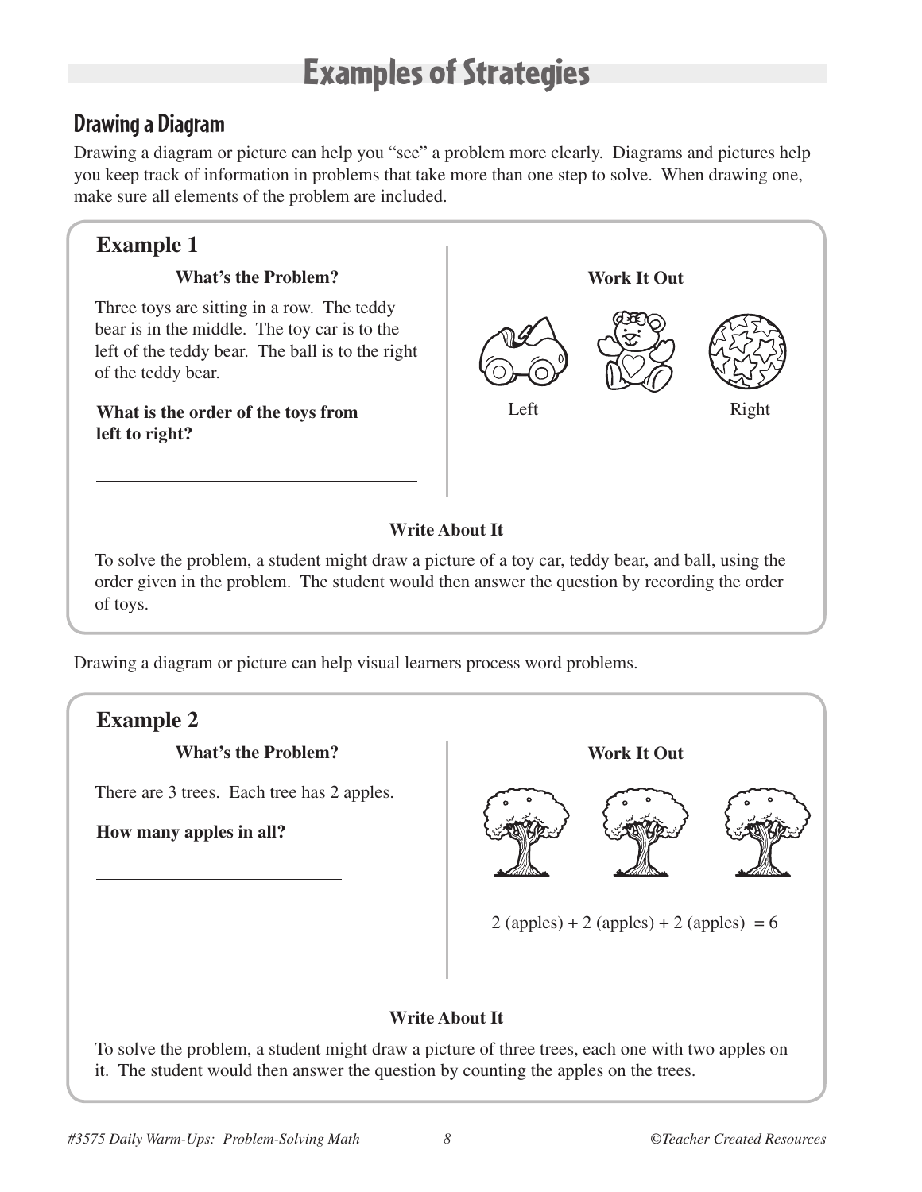# Examples of Strategies

## Drawing a Diagram

Drawing a diagram or picture can help you "see" a problem more clearly. Diagrams and pictures help you keep track of information in problems that take more than one step to solve. When drawing one, make sure all elements of the problem are included.

### Example 1

**What's the Problem?**

Three toys are sitting in a row. The teddy bear is in the middle. The toy car is to the left of the teddy bear. The ball is to the right of the teddy bear.

**What is the order of the toys from left to right?**

______________________________

**Work It Out**

Left    Right

**Write About It**

To solve the problem, a student might draw a picture of a toy car, teddy bear, and ball, using the order given in the problem. The student would then answer the question by recording the order of toys.

Drawing a diagram or picture can help visual learners process word problems.

### Example 2

**What's the Problem?**

There are 3 trees. Each tree has 2 apples.

**How many apples in all?**

______________________

**Work It Out**

2 (apples) + 2 (apples) + 2 (apples) = 6

**Write About It**

To solve the problem, a student might draw a picture of three trees, each one with two apples on it. The student would then answer the question by counting the apples on the trees.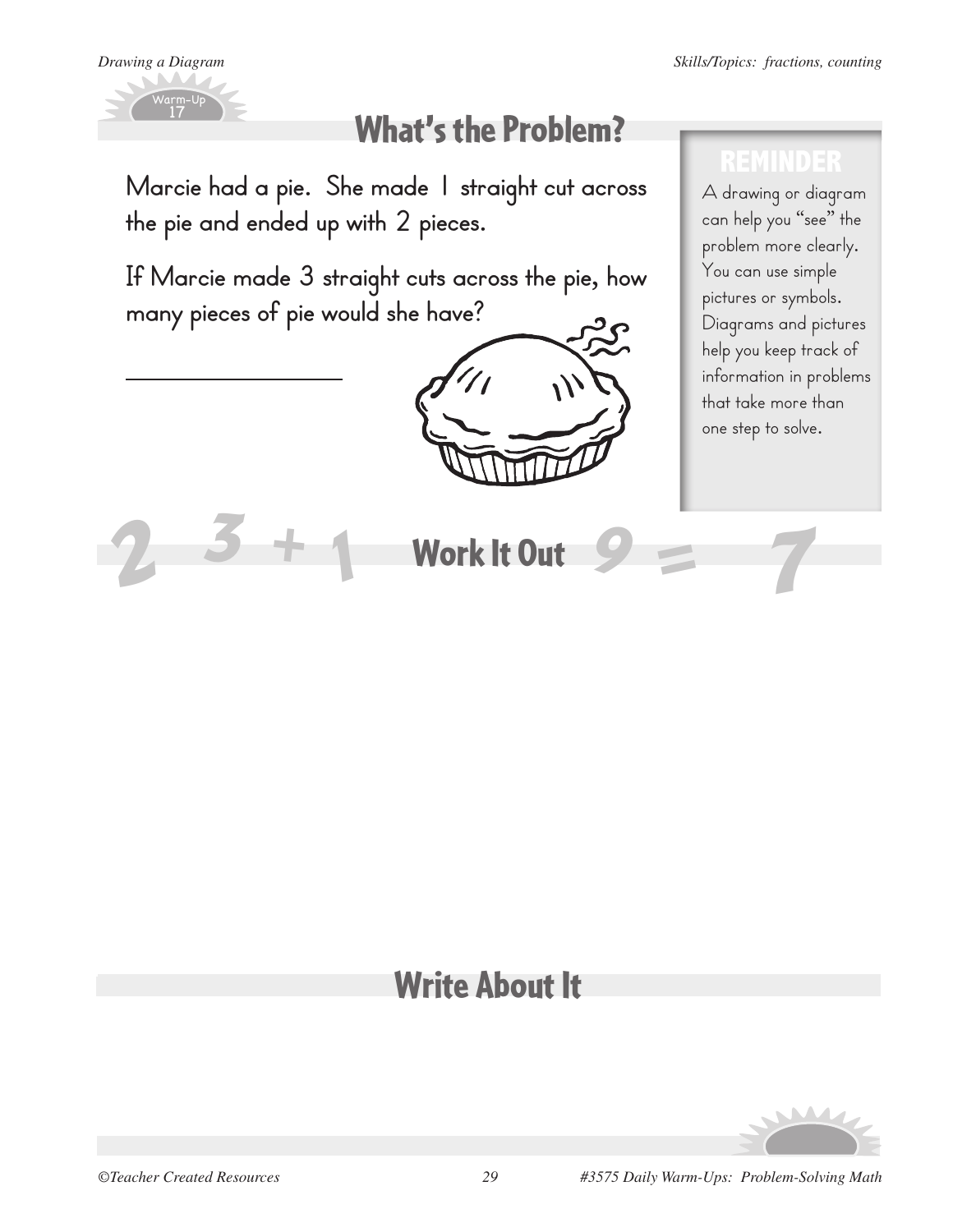*Drawing a Diagram* *Skills/Topics: fractions, counting*

Warm-Up 17

## What's the Problem?

Marcie had a pie. She made 1 straight cut across the pie and ended up with 2 pieces.

If Marcie made 3 straight cuts across the pie, how many pieces of pie would she have?

\_\_\_\_\_\_\_\_\_\_\_\_\_\_\_\_\_\_\_\_

### REMINDER

A drawing or diagram can help you "see" the problem more clearly. You can use simple pictures or symbols. Diagrams and pictures help you keep track of information in problems that take more than one step to solve.

## Work It Out

## Write About It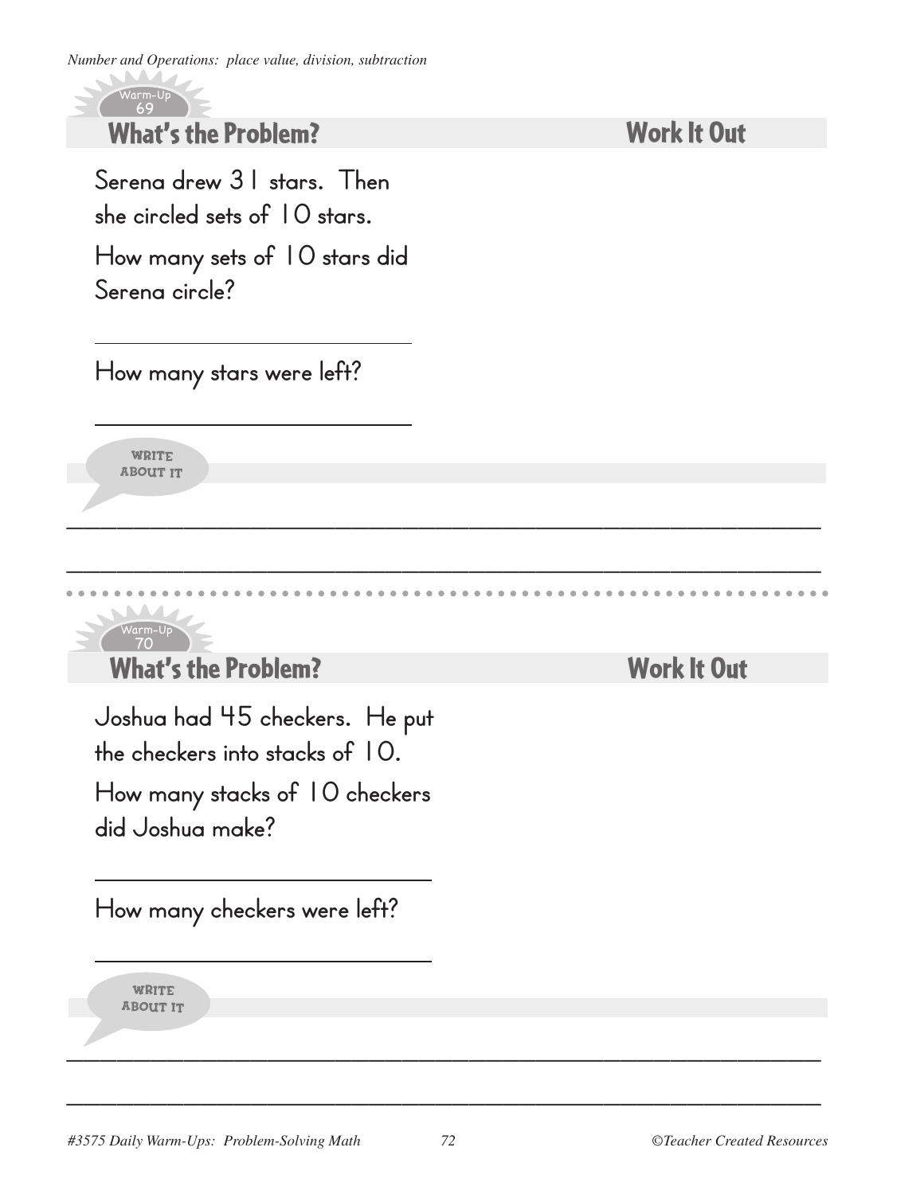*Number and Operations: place value, division, subtraction*

Warm-Up 69

## What's the Problem?

## Work It Out

Serena drew 31 stars. Then she circled sets of 10 stars.

How many sets of 10 stars did Serena circle?

_______________________

How many stars were left?

_______________________

WRITE ABOUT IT

_______________________________________________________________

_______________________________________________________________

Warm-Up 70

## What's the Problem?

## Work It Out

Joshua had 45 checkers. He put the checkers into stacks of 10.

How many stacks of 10 checkers did Joshua make?

_______________________

How many checkers were left?

_______________________

WRITE ABOUT IT

_______________________________________________________________

_______________________________________________________________